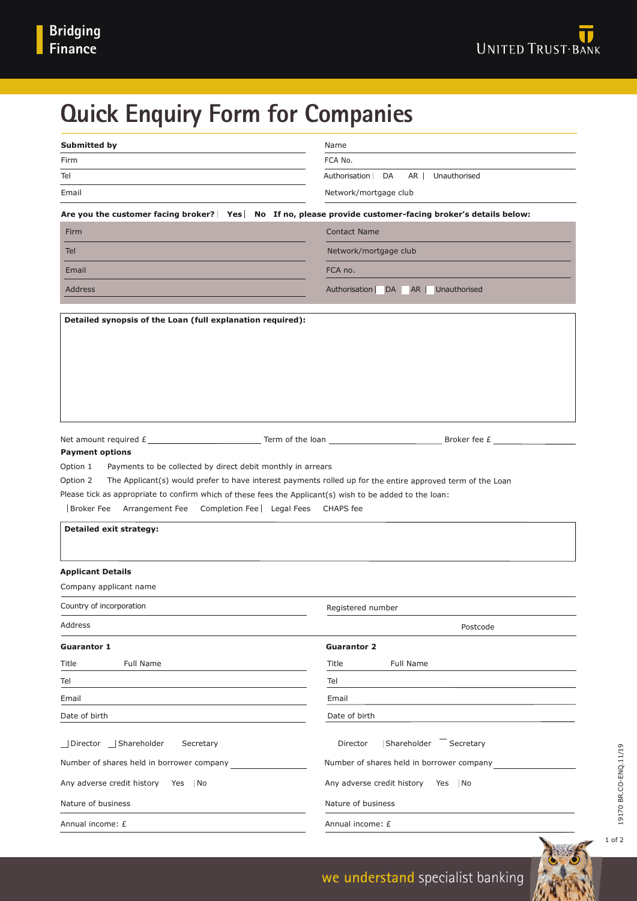Bridging Finance

UNITED TRUST BANK

# Quick Enquiry Form for Companies

| **Submitted by** | Name |
|---|---|
| Firm | FCA No. |
| Tel | Authorisation ☐ DA ☐ AR ☐ Unauthorised |
| Email | Network/mortgage club |

**Are you the customer facing broker?** ☐ **Yes** ☐ **No** **If no, please provide customer-facing broker's details below:**

| Firm | Contact Name |
|---|---|
| Tel | Network/mortgage club |
| Email | FCA no. |
| Address | Authorisation ☐ DA ☐ AR ☐ Unauthorised |

**Detailed synopsis of the Loan (full explanation required):**

Net amount required £ ______________ Term of the loan ______________ Broker fee £ ______________

**Payment options**

Option 1 Payments to be collected by direct debit monthly in arrears

Option 2 The Applicant(s) would prefer to have interest payments rolled up for the entire approved term of the Loan

Please tick as appropriate to confirm which of these fees the Applicant(s) wish to be added to the loan:

☐ Broker Fee ☐ Arrangement Fee ☐ Completion Fee ☐ Legal Fees ☐ CHAPS fee

**Detailed exit strategy:**

**Applicant Details**

Company applicant name

| Country of incorporation | Registered number |
|---|---|
| Address | Postcode |

| **Guarantor 1** | **Guarantor 2** |
|---|---|
| Title Full Name | Title Full Name |
| Tel | Tel |
| Email | Email |
| Date of birth | Date of birth |
| ☐ Director ☐ Shareholder ☐ Secretary | ☐ Director ☐ Shareholder ☐ Secretary |
| Number of shares held in borrower company ______ | Number of shares held in borrower company ______ |
| Any adverse credit history ☐ Yes ☐ No | Any adverse credit history ☐ Yes ☐ No |
| Nature of business | Nature of business |
| Annual income: £ | Annual income: £ |

19170 BR.CO-ENQ.11/19

we understand specialist banking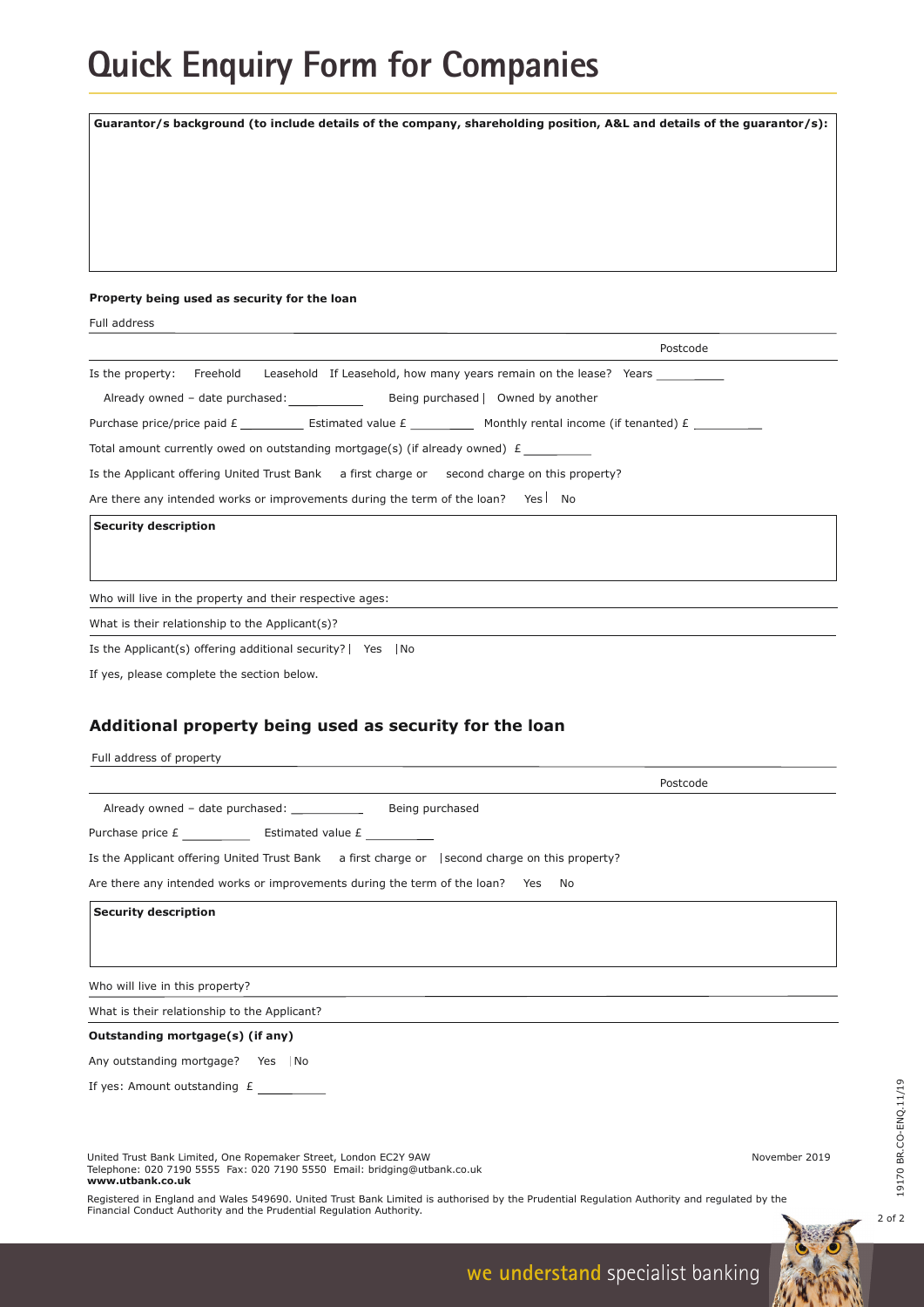# Quick Enquiry Form for Companies

**Guarantor/s background (to include details of the company, shareholding position, A&L and details of the guarantor/s):**

**Property being used as security for the loan**

Full address

Postcode

Is the property: Freehold Leasehold If Leasehold, how many years remain on the lease? Years

Already owned – date purchased: Being purchased | Owned by another

Purchase price/price paid £ Estimated value £ Monthly rental income (if tenanted) £

Total amount currently owed on outstanding mortgage(s) (if already owned) £

Is the Applicant offering United Trust Bank a first charge or second charge on this property?

Are there any intended works or improvements during the term of the loan? Yes No

**Security description**

Who will live in the property and their respective ages:

What is their relationship to the Applicant(s)?

Is the Applicant(s) offering additional security? Yes No

If yes, please complete the section below.

## Additional property being used as security for the loan

Full address of property

Postcode

Already owned – date purchased: Being purchased

Purchase price £ Estimated value £

Is the Applicant offering United Trust Bank a first charge or second charge on this property?

Are there any intended works or improvements during the term of the loan? Yes No

**Security description**

Who will live in this property?

What is their relationship to the Applicant?

**Outstanding mortgage(s) (if any)**

Any outstanding mortgage? Yes No

If yes: Amount outstanding £

United Trust Bank Limited, One Ropemaker Street, London EC2Y 9AW
Telephone: 020 7190 5555 Fax: 020 7190 5550 Email: bridging@utbank.co.uk
**www.utbank.co.uk**

November 2019

Registered in England and Wales 549690. United Trust Bank Limited is authorised by the Prudential Regulation Authority and regulated by the Financial Conduct Authority and the Prudential Regulation Authority.

19170 BR.CO-ENQ.11/19

we understand specialist banking